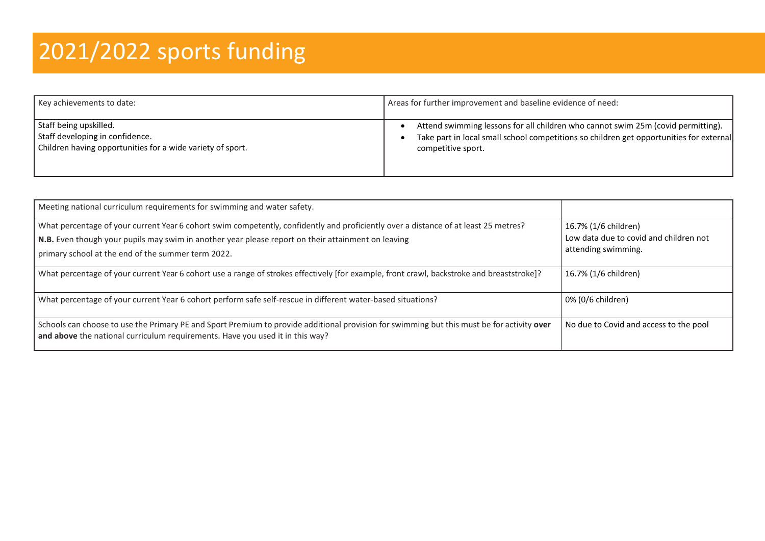# 2021/2022 sports funding

| Key achievements to date: | Areas for further improvement and baseline evidence of need: |
| --- | --- |
| Staff being upskilled.<br>Staff developing in confidence.<br>Children having opportunities for a wide variety of sport. | • Attend swimming lessons for all children who cannot swim 25m (covid permitting).<br>• Take part in local small school competitions so children get opportunities for external competitive sport. |

| Meeting national curriculum requirements for swimming and water safety. | |
| --- | --- |
| What percentage of your current Year 6 cohort swim competently, confidently and proficiently over a distance of at least 25 metres?<br>**N.B.** Even though your pupils may swim in another year please report on their attainment on leaving primary school at the end of the summer term 2022. | 16.7% (1/6 children)<br>Low data due to covid and children not attending swimming. |
| What percentage of your current Year 6 cohort use a range of strokes effectively [for example, front crawl, backstroke and breaststroke]? | 16.7% (1/6 children) |
| What percentage of your current Year 6 cohort perform safe self-rescue in different water-based situations? | 0% (0/6 children) |
| Schools can choose to use the Primary PE and Sport Premium to provide additional provision for swimming but this must be for activity **over and above** the national curriculum requirements. Have you used it in this way? | No due to Covid and access to the pool |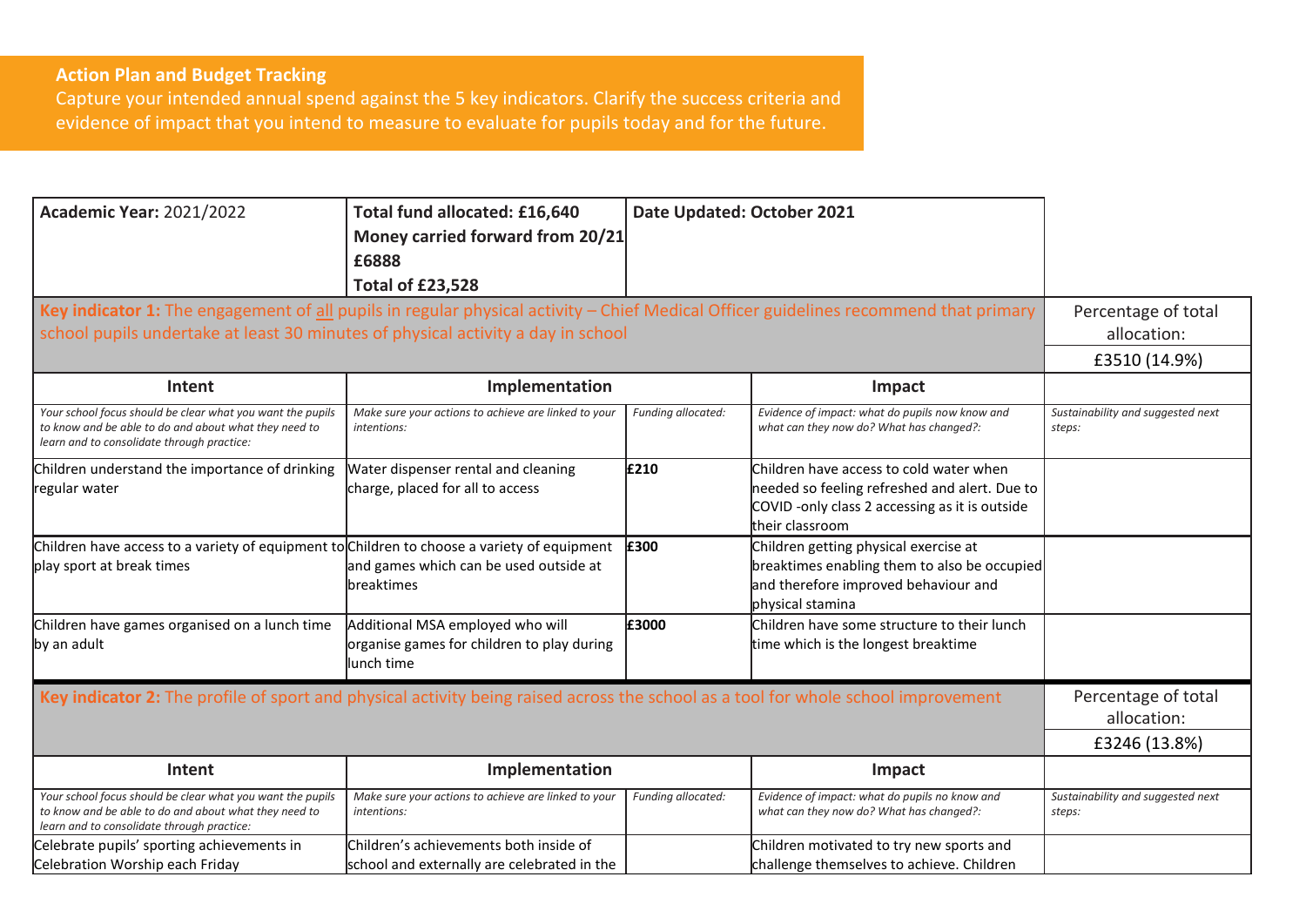**Action Plan and Budget Tracking**
Capture your intended annual spend against the 5 key indicators. Clarify the success criteria and evidence of impact that you intend to measure to evaluate for pupils today and for the future.

| **Academic Year:** 2021/2022 | **Total fund allocated: £16,640 Money carried forward from 20/21 £6888 Total of £23,528** | **Date Updated: October 2021** | | |
|---|---|---|---|---|
| **Key indicator 1:** The engagement of all pupils in regular physical activity – Chief Medical Officer guidelines recommend that primary school pupils undertake at least 30 minutes of physical activity a day in school | | | | Percentage of total allocation: £3510 (14.9%) |
| **Intent** | **Implementation** | | **Impact** | |
| *Your school focus should be clear what you want the pupils to know and be able to do and about what they need to learn and to consolidate through practice:* | *Make sure your actions to achieve are linked to your intentions:* | *Funding allocated:* | *Evidence of impact: what do pupils now know and what can they now do? What has changed?:* | *Sustainability and suggested next steps:* |
| Children understand the importance of drinking regular water | Water dispenser rental and cleaning charge, placed for all to access | **£210** | Children have access to cold water when needed so feeling refreshed and alert. Due to COVID -only class 2 accessing as it is outside their classroom | |
| Children have access to a variety of equipment to play sport at break times | Children to choose a variety of equipment and games which can be used outside at breaktimes | **£300** | Children getting physical exercise at breaktimes enabling them to also be occupied and therefore improved behaviour and physical stamina | |
| Children have games organised on a lunch time by an adult | Additional MSA employed who will organise games for children to play during lunch time | **£3000** | Children have some structure to their lunch time which is the longest breaktime | |
| **Key indicator 2:** The profile of sport and physical activity being raised across the school as a tool for whole school improvement | | | | Percentage of total allocation: £3246 (13.8%) |
| **Intent** | **Implementation** | | **Impact** | |
| *Your school focus should be clear what you want the pupils to know and be able to do and about what they need to learn and to consolidate through practice:* | *Make sure your actions to achieve are linked to your intentions:* | *Funding allocated:* | *Evidence of impact: what do pupils no know and what can they now do? What has changed?:* | *Sustainability and suggested next steps:* |
| Celebrate pupils' sporting achievements in Celebration Worship each Friday | Children's achievements both inside of school and externally are celebrated in the | | Children motivated to try new sports and challenge themselves to achieve. Children | |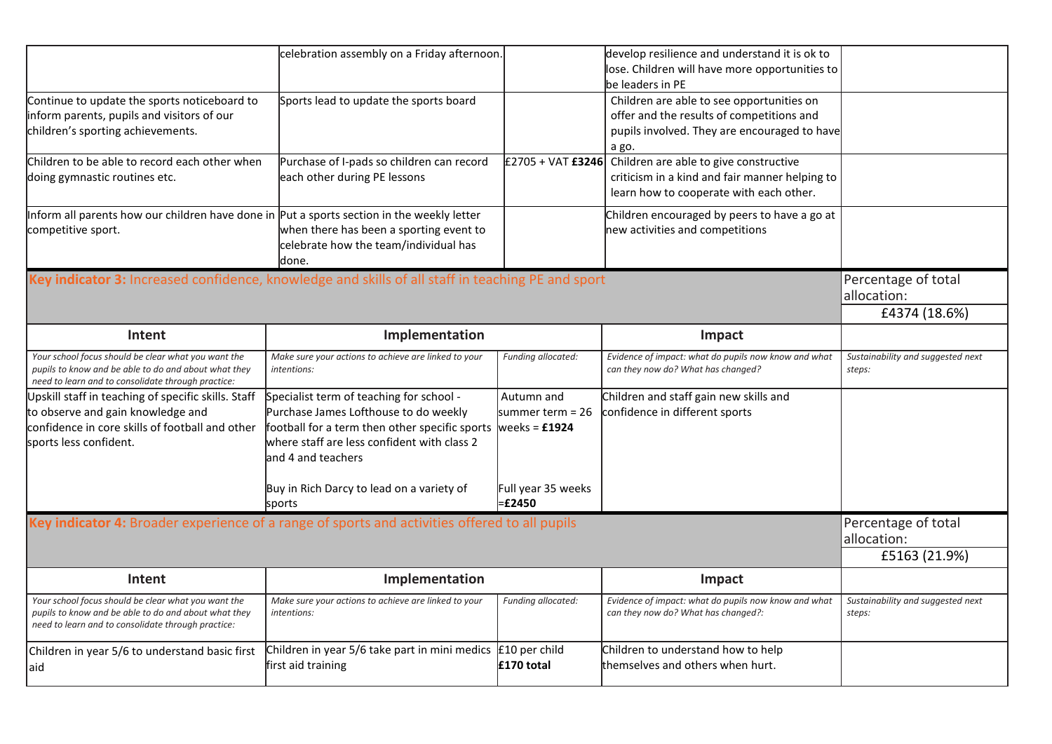| | | | | |
|---|---|---|---|---|
| | celebration assembly on a Friday afternoon. | | develop resilience and understand it is ok to lose. Children will have more opportunities to be leaders in PE | |
| Continue to update the sports noticeboard to inform parents, pupils and visitors of our children's sporting achievements. | Sports lead to update the sports board | | Children are able to see opportunities on offer and the results of competitions and pupils involved. They are encouraged to have a go. | |
| Children to be able to record each other when doing gymnastic routines etc. | Purchase of I-pads so children can record each other during PE lessons | £2705 + VAT **£3246** | Children are able to give constructive criticism in a kind and fair manner helping to learn how to cooperate with each other. | |
| Inform all parents how our children have done in competitive sport. | Put a sports section in the weekly letter when there has been a sporting event to celebrate how the team/individual has done. | | Children encouraged by peers to have a go at new activities and competitions | |

| **Key indicator 3:** Increased confidence, knowledge and skills of all staff in teaching PE and sport | | | | Percentage of total allocation: £4374 (18.6%) |
|---|---|---|---|---|
| **Intent** | **Implementation** | | **Impact** | |
| *Your school focus should be clear what you want the pupils to know and be able to do and about what they need to learn and to consolidate through practice:* | *Make sure your actions to achieve are linked to your intentions:* | *Funding allocated:* | *Evidence of impact: what do pupils now know and what can they now do? What has changed?* | *Sustainability and suggested next steps:* |
| Upskill staff in teaching of specific skills. Staff to observe and gain knowledge and confidence in core skills of football and other sports less confident. | Specialist term of teaching for school - Purchase James Lofthouse to do weekly football for a term then other specific sports where staff are less confident with class 2 and 4 and teachers<br><br>Buy in Rich Darcy to lead on a variety of sports | Autumn and summer term = 26 weeks = **£1924**<br><br>Full year 35 weeks =**£2450** | Children and staff gain new skills and confidence in different sports | |

| **Key indicator 4:** Broader experience of a range of sports and activities offered to all pupils | | | | Percentage of total allocation: £5163 (21.9%) |
|---|---|---|---|---|
| **Intent** | **Implementation** | | **Impact** | |
| *Your school focus should be clear what you want the pupils to know and be able to do and about what they need to learn and to consolidate through practice:* | *Make sure your actions to achieve are linked to your intentions:* | *Funding allocated:* | *Evidence of impact: what do pupils now know and what can they now do? What has changed?:* | *Sustainability and suggested next steps:* |
| Children in year 5/6 to understand basic first aid | Children in year 5/6 take part in mini medics first aid training | £10 per child **£170 total** | Children to understand how to help themselves and others when hurt. | |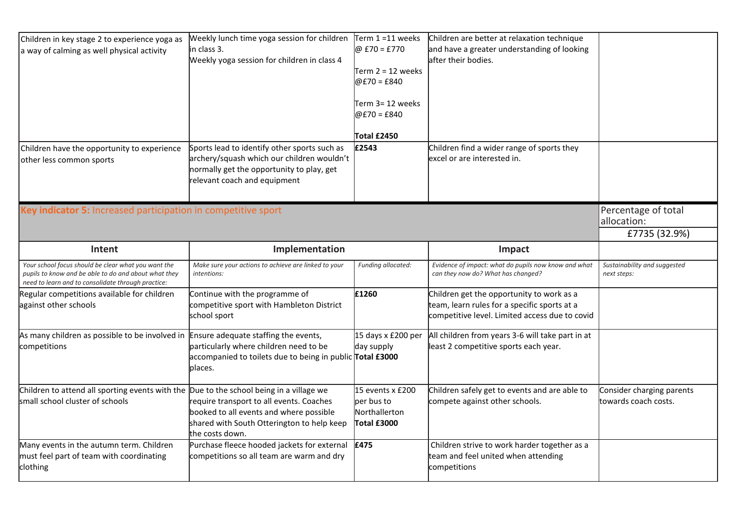| | | | | |
|---|---|---|---|---|
| Children in key stage 2 to experience yoga as a way of calming as well physical activity | Weekly lunch time yoga session for children in class 3.<br>Weekly yoga session for children in class 4 | Term 1 =11 weeks @ £70 = £770<br><br>Term 2 = 12 weeks @£70 = £840<br><br>Term 3= 12 weeks @£70 = £840<br><br>**Total £2450** | Children are better at relaxation technique and have a greater understanding of looking after their bodies. | |
| Children have the opportunity to experience other less common sports | Sports lead to identify other sports such as archery/squash which our children wouldn't normally get the opportunity to play, get relevant coach and equipment | **£2543** | Children find a wider range of sports they excel or are interested in. | |

| **Key indicator 5:** Increased participation in competitive sport | | | | Percentage of total allocation:<br>£7735 (32.9%) |
|---|---|---|---|---|
| **Intent** | **Implementation** | | **Impact** | |
| *Your school focus should be clear what you want the pupils to know and be able to do and about what they need to learn and to consolidate through practice:* | *Make sure your actions to achieve are linked to your intentions:* | *Funding allocated:* | *Evidence of impact: what do pupils now know and what can they now do? What has changed?* | *Sustainability and suggested next steps:* |
| Regular competitions available for children against other schools | Continue with the programme of competitive sport with Hambleton District school sport | **£1260** | Children get the opportunity to work as a team, learn rules for a specific sports at a competitive level. Limited access due to covid | |
| As many children as possible to be involved in competitions | Ensure adequate staffing the events, particularly where children need to be accompanied to toilets due to being in public places. | 15 days x £200 per day supply<br>**Total £3000** | All children from years 3-6 will take part in at least 2 competitive sports each year. | |
| Children to attend all sporting events with the small school cluster of schools | Due to the school being in a village we require transport to all events. Coaches booked to all events and where possible shared with South Otterington to help keep the costs down. | 15 events x £200 per bus to Northallerton<br>**Total £3000** | Children safely get to events and are able to compete against other schools. | Consider charging parents towards coach costs. |
| Many events in the autumn term. Children must feel part of team with coordinating clothing | Purchase fleece hooded jackets for external competitions so all team are warm and dry | **£475** | Children strive to work harder together as a team and feel united when attending competitions | |